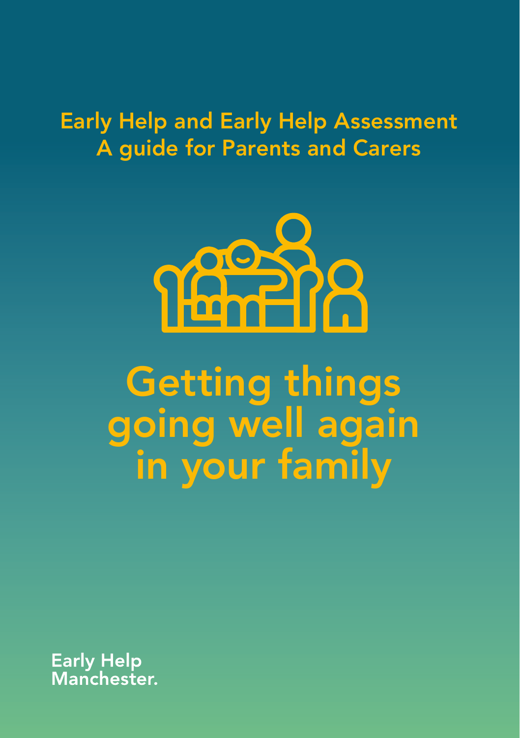Early Help and Early Help Assessment
A guide for Parents and Carers

# Getting things going well again in your family

Early Help
Manchester.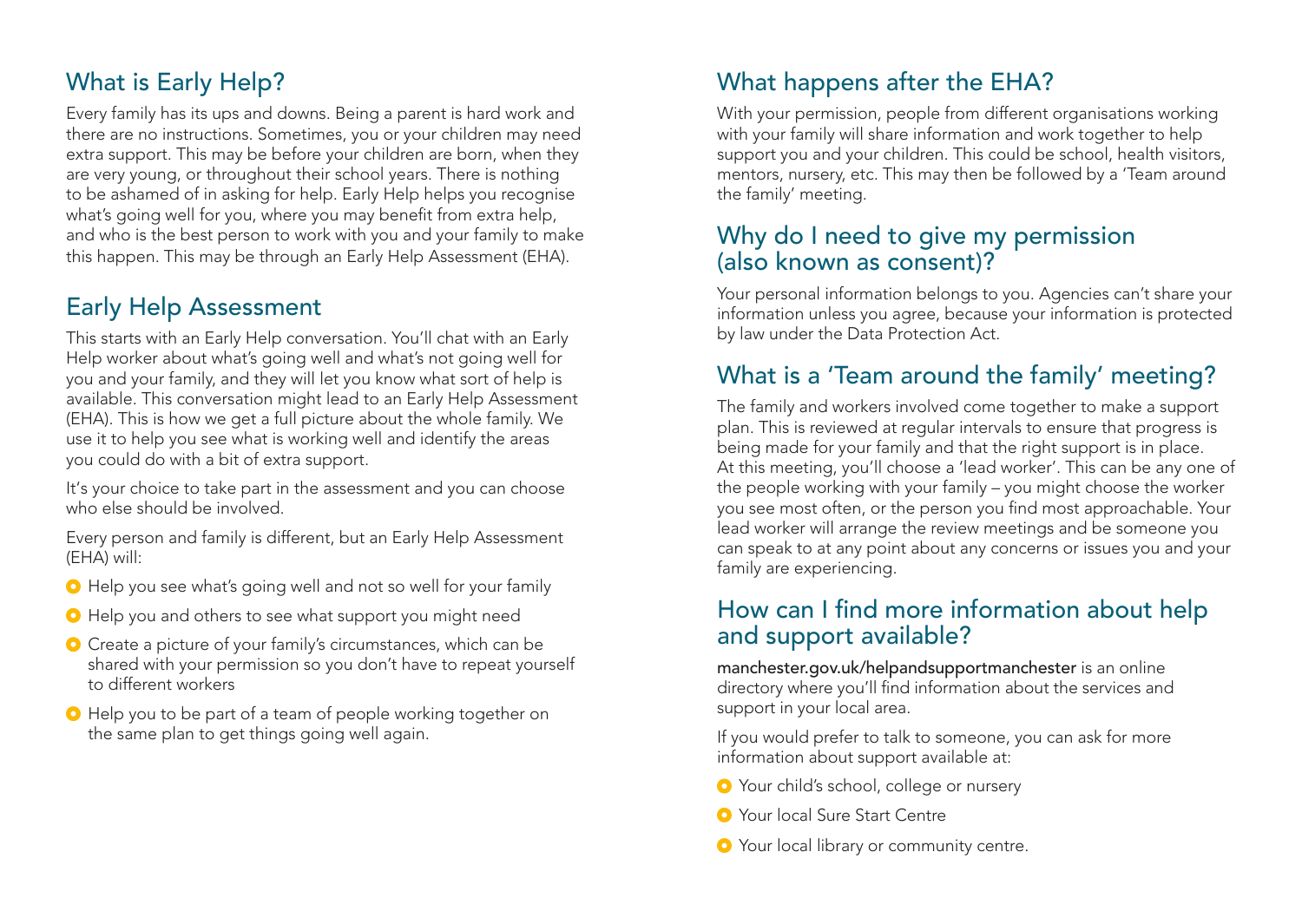## What is Early Help?

Every family has its ups and downs. Being a parent is hard work and there are no instructions. Sometimes, you or your children may need extra support. This may be before your children are born, when they are very young, or throughout their school years. There is nothing to be ashamed of in asking for help. Early Help helps you recognise what's going well for you, where you may benefit from extra help, and who is the best person to work with you and your family to make this happen. This may be through an Early Help Assessment (EHA).

## Early Help Assessment

This starts with an Early Help conversation. You'll chat with an Early Help worker about what's going well and what's not going well for you and your family, and they will let you know what sort of help is available. This conversation might lead to an Early Help Assessment (EHA). This is how we get a full picture about the whole family. We use it to help you see what is working well and identify the areas you could do with a bit of extra support.

It's your choice to take part in the assessment and you can choose who else should be involved.

Every person and family is different, but an Early Help Assessment (EHA) will:

- Help you see what's going well and not so well for your family
- Help you and others to see what support you might need
- Create a picture of your family's circumstances, which can be shared with your permission so you don't have to repeat yourself to different workers
- Help you to be part of a team of people working together on the same plan to get things going well again.

## What happens after the EHA?

With your permission, people from different organisations working with your family will share information and work together to help support you and your children. This could be school, health visitors, mentors, nursery, etc. This may then be followed by a 'Team around the family' meeting.

## Why do I need to give my permission (also known as consent)?

Your personal information belongs to you. Agencies can't share your information unless you agree, because your information is protected by law under the Data Protection Act.

## What is a 'Team around the family' meeting?

The family and workers involved come together to make a support plan. This is reviewed at regular intervals to ensure that progress is being made for your family and that the right support is in place. At this meeting, you'll choose a 'lead worker'. This can be any one of the people working with your family – you might choose the worker you see most often, or the person you find most approachable. Your lead worker will arrange the review meetings and be someone you can speak to at any point about any concerns or issues you and your family are experiencing.

## How can I find more information about help and support available?

**manchester.gov.uk/helpandsupportmanchester** is an online directory where you'll find information about the services and support in your local area.

If you would prefer to talk to someone, you can ask for more information about support available at:

- Your child's school, college or nursery
- Your local Sure Start Centre
- Your local library or community centre.